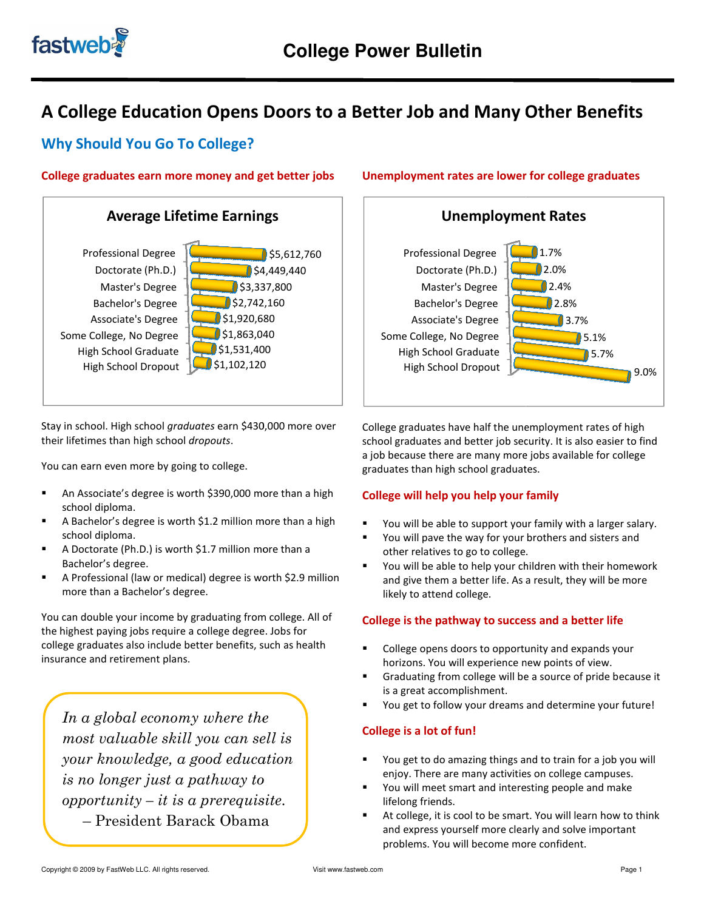# A College Education Opens Doors to a Better Job and Many Other Benefits

## Why Should You Go To College?

### College graduates earn more money and get better jobs

**Average Lifetime Earnings**

| Education Level | Average Lifetime Earnings |
|---|---|
| Professional Degree | $5,612,760 |
| Doctorate (Ph.D.) | $4,449,440 |
| Master's Degree | $3,337,800 |
| Bachelor's Degree | $2,742,160 |
| Associate's Degree | $1,920,680 |
| Some College, No Degree | $1,863,040 |
| High School Graduate | $1,531,400 |
| High School Dropout | $1,102,120 |

Stay in school. High school *graduates* earn $430,000 more over their lifetimes than high school *dropouts*.

You can earn even more by going to college.

- An Associate's degree is worth $390,000 more than a high school diploma.
- A Bachelor's degree is worth $1.2 million more than a high school diploma.
- A Doctorate (Ph.D.) is worth $1.7 million more than a Bachelor's degree.
- A Professional (law or medical) degree is worth $2.9 million more than a Bachelor's degree.

You can double your income by graduating from college. All of the highest paying jobs require a college degree. Jobs for college graduates also include better benefits, such as health insurance and retirement plans.

> *In a global economy where the most valuable skill you can sell is your knowledge, a good education is no longer just a pathway to opportunity – it is a prerequisite.*
> – President Barack Obama

### Unemployment rates are lower for college graduates

**Unemployment Rates**

| Education Level | Unemployment Rate |
|---|---|
| Professional Degree | 1.7% |
| Doctorate (Ph.D.) | 2.0% |
| Master's Degree | 2.4% |
| Bachelor's Degree | 2.8% |
| Associate's Degree | 3.7% |
| Some College, No Degree | 5.1% |
| High School Graduate | 5.7% |
| High School Dropout | 9.0% |

College graduates have half the unemployment rates of high school graduates and better job security. It is also easier to find a job because there are many more jobs available for college graduates than high school graduates.

### College will help you help your family

- You will be able to support your family with a larger salary.
- You will pave the way for your brothers and sisters and other relatives to go to college.
- You will be able to help your children with their homework and give them a better life. As a result, they will be more likely to attend college.

### College is the pathway to success and a better life

- College opens doors to opportunity and expands your horizons. You will experience new points of view.
- Graduating from college will be a source of pride because it is a great accomplishment.
- You get to follow your dreams and determine your future!

### College is a lot of fun!

- You get to do amazing things and to train for a job you will enjoy. There are many activities on college campuses.
- You will meet smart and interesting people and make lifelong friends.
- At college, it is cool to be smart. You will learn how to think and express yourself more clearly and solve important problems. You will become more confident.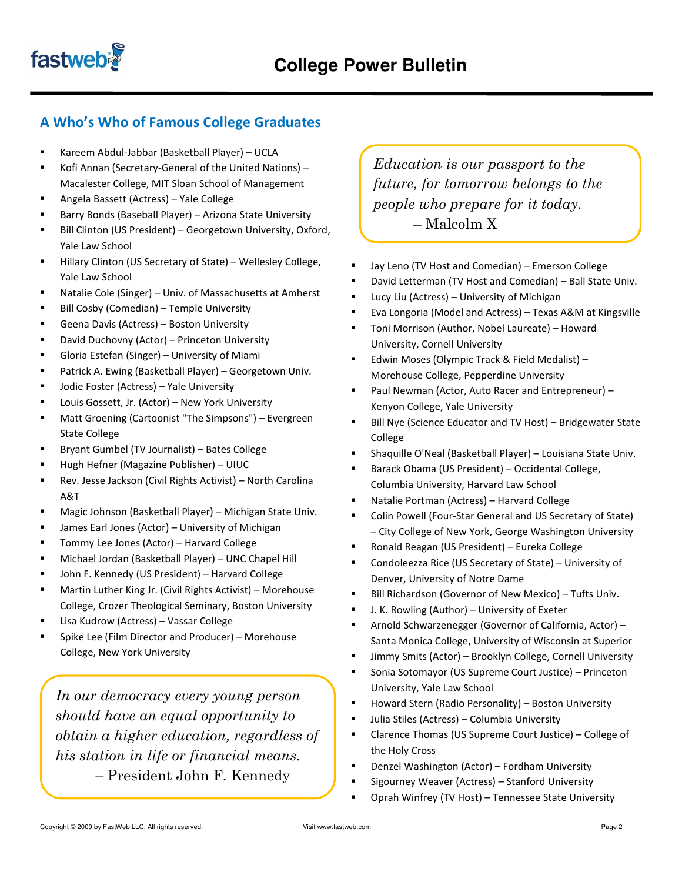## A Who's Who of Famous College Graduates

- Kareem Abdul-Jabbar (Basketball Player) – UCLA
- Kofi Annan (Secretary-General of the United Nations) – Macalester College, MIT Sloan School of Management
- Angela Bassett (Actress) – Yale College
- Barry Bonds (Baseball Player) – Arizona State University
- Bill Clinton (US President) – Georgetown University, Oxford, Yale Law School
- Hillary Clinton (US Secretary of State) – Wellesley College, Yale Law School
- Natalie Cole (Singer) – Univ. of Massachusetts at Amherst
- Bill Cosby (Comedian) – Temple University
- Geena Davis (Actress) – Boston University
- David Duchovny (Actor) – Princeton University
- Gloria Estefan (Singer) – University of Miami
- Patrick A. Ewing (Basketball Player) – Georgetown Univ.
- Jodie Foster (Actress) – Yale University
- Louis Gossett, Jr. (Actor) – New York University
- Matt Groening (Cartoonist "The Simpsons") – Evergreen State College
- Bryant Gumbel (TV Journalist) – Bates College
- Hugh Hefner (Magazine Publisher) – UIUC
- Rev. Jesse Jackson (Civil Rights Activist) – North Carolina A&T
- Magic Johnson (Basketball Player) – Michigan State Univ.
- James Earl Jones (Actor) – University of Michigan
- Tommy Lee Jones (Actor) – Harvard College
- Michael Jordan (Basketball Player) – UNC Chapel Hill
- John F. Kennedy (US President) – Harvard College
- Martin Luther King Jr. (Civil Rights Activist) – Morehouse College, Crozer Theological Seminary, Boston University
- Lisa Kudrow (Actress) – Vassar College
- Spike Lee (Film Director and Producer) – Morehouse College, New York University

> *In our democracy every young person should have an equal opportunity to obtain a higher education, regardless of his station in life or financial means.*
> – President John F. Kennedy

> *Education is our passport to the future, for tomorrow belongs to the people who prepare for it today.*
> – Malcolm X

- Jay Leno (TV Host and Comedian) – Emerson College
- David Letterman (TV Host and Comedian) – Ball State Univ.
- Lucy Liu (Actress) – University of Michigan
- Eva Longoria (Model and Actress) – Texas A&M at Kingsville
- Toni Morrison (Author, Nobel Laureate) – Howard University, Cornell University
- Edwin Moses (Olympic Track & Field Medalist) – Morehouse College, Pepperdine University
- Paul Newman (Actor, Auto Racer and Entrepreneur) – Kenyon College, Yale University
- Bill Nye (Science Educator and TV Host) – Bridgewater State College
- Shaquille O'Neal (Basketball Player) – Louisiana State Univ.
- Barack Obama (US President) – Occidental College, Columbia University, Harvard Law School
- Natalie Portman (Actress) – Harvard College
- Colin Powell (Four-Star General and US Secretary of State) – City College of New York, George Washington University
- Ronald Reagan (US President) – Eureka College
- Condoleezza Rice (US Secretary of State) – University of Denver, University of Notre Dame
- Bill Richardson (Governor of New Mexico) – Tufts Univ.
- J. K. Rowling (Author) – University of Exeter
- Arnold Schwarzenegger (Governor of California, Actor) – Santa Monica College, University of Wisconsin at Superior
- Jimmy Smits (Actor) – Brooklyn College, Cornell University
- Sonia Sotomayor (US Supreme Court Justice) – Princeton University, Yale Law School
- Howard Stern (Radio Personality) – Boston University
- Julia Stiles (Actress) – Columbia University
- Clarence Thomas (US Supreme Court Justice) – College of the Holy Cross
- Denzel Washington (Actor) – Fordham University
- Sigourney Weaver (Actress) – Stanford University
- Oprah Winfrey (TV Host) – Tennessee State University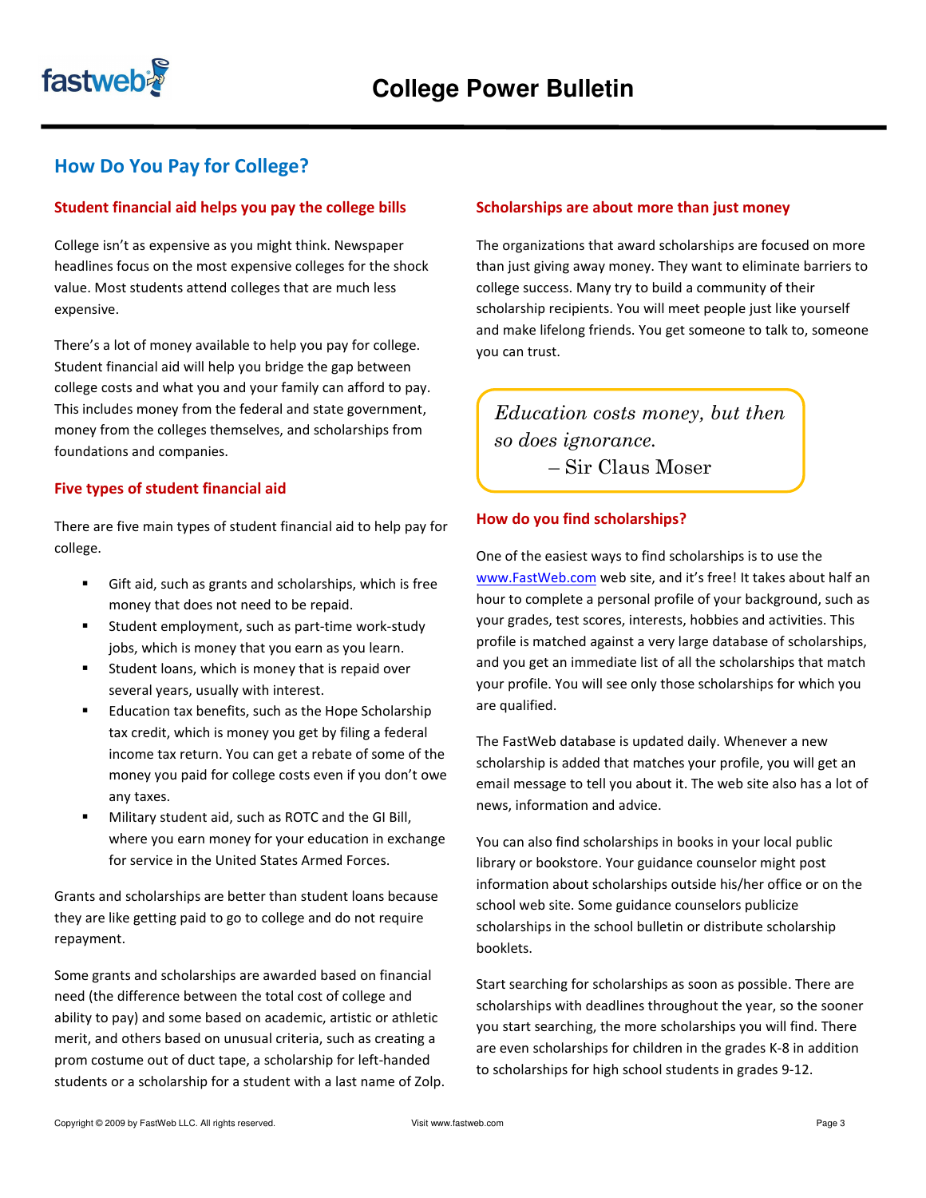# How Do You Pay for College?

### Student financial aid helps you pay the college bills

College isn't as expensive as you might think. Newspaper headlines focus on the most expensive colleges for the shock value. Most students attend colleges that are much less expensive.

There's a lot of money available to help you pay for college. Student financial aid will help you bridge the gap between college costs and what you and your family can afford to pay. This includes money from the federal and state government, money from the colleges themselves, and scholarships from foundations and companies.

### Five types of student financial aid

There are five main types of student financial aid to help pay for college.

- Gift aid, such as grants and scholarships, which is free money that does not need to be repaid.
- Student employment, such as part-time work-study jobs, which is money that you earn as you learn.
- Student loans, which is money that is repaid over several years, usually with interest.
- Education tax benefits, such as the Hope Scholarship tax credit, which is money you get by filing a federal income tax return. You can get a rebate of some of the money you paid for college costs even if you don't owe any taxes.
- Military student aid, such as ROTC and the GI Bill, where you earn money for your education in exchange for service in the United States Armed Forces.

Grants and scholarships are better than student loans because they are like getting paid to go to college and do not require repayment.

Some grants and scholarships are awarded based on financial need (the difference between the total cost of college and ability to pay) and some based on academic, artistic or athletic merit, and others based on unusual criteria, such as creating a prom costume out of duct tape, a scholarship for left-handed students or a scholarship for a student with a last name of Zolp.

### Scholarships are about more than just money

The organizations that award scholarships are focused on more than just giving away money. They want to eliminate barriers to college success. Many try to build a community of their scholarship recipients. You will meet people just like yourself and make lifelong friends. You get someone to talk to, someone you can trust.

> *Education costs money, but then so does ignorance.*
> – Sir Claus Moser

### How do you find scholarships?

One of the easiest ways to find scholarships is to use the www.FastWeb.com web site, and it's free! It takes about half an hour to complete a personal profile of your background, such as your grades, test scores, interests, hobbies and activities. This profile is matched against a very large database of scholarships, and you get an immediate list of all the scholarships that match your profile. You will see only those scholarships for which you are qualified.

The FastWeb database is updated daily. Whenever a new scholarship is added that matches your profile, you will get an email message to tell you about it. The web site also has a lot of news, information and advice.

You can also find scholarships in books in your local public library or bookstore. Your guidance counselor might post information about scholarships outside his/her office or on the school web site. Some guidance counselors publicize scholarships in the school bulletin or distribute scholarship booklets.

Start searching for scholarships as soon as possible. There are scholarships with deadlines throughout the year, so the sooner you start searching, the more scholarships you will find. There are even scholarships for children in the grades K-8 in addition to scholarships for high school students in grades 9-12.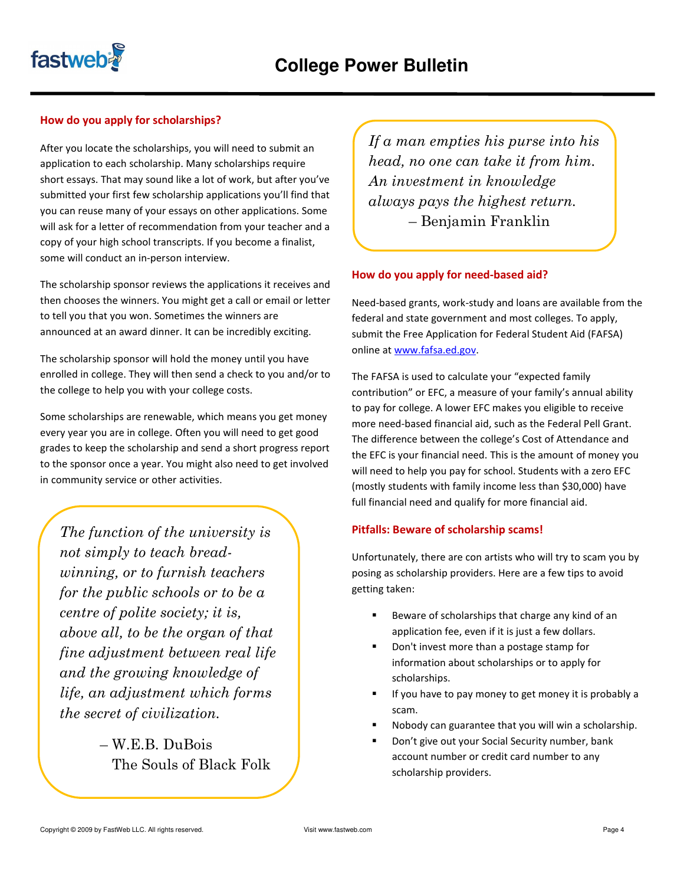## How do you apply for scholarships?

After you locate the scholarships, you will need to submit an application to each scholarship. Many scholarships require short essays. That may sound like a lot of work, but after you've submitted your first few scholarship applications you'll find that you can reuse many of your essays on other applications. Some will ask for a letter of recommendation from your teacher and a copy of your high school transcripts. If you become a finalist, some will conduct an in-person interview.

The scholarship sponsor reviews the applications it receives and then chooses the winners. You might get a call or email or letter to tell you that you won. Sometimes the winners are announced at an award dinner. It can be incredibly exciting.

The scholarship sponsor will hold the money until you have enrolled in college. They will then send a check to you and/or to the college to help you with your college costs.

Some scholarships are renewable, which means you get money every year you are in college. Often you will need to get good grades to keep the scholarship and send a short progress report to the sponsor once a year. You might also need to get involved in community service or other activities.

> *The function of the university is not simply to teach bread-winning, or to furnish teachers for the public schools or to be a centre of polite society; it is, above all, to be the organ of that fine adjustment between real life and the growing knowledge of life, an adjustment which forms the secret of civilization.*
>
> – W.E.B. DuBois
> The Souls of Black Folk

> *If a man empties his purse into his head, no one can take it from him. An investment in knowledge always pays the highest return.*
>
> – Benjamin Franklin

## How do you apply for need-based aid?

Need-based grants, work-study and loans are available from the federal and state government and most colleges. To apply, submit the Free Application for Federal Student Aid (FAFSA) online at www.fafsa.ed.gov.

The FAFSA is used to calculate your "expected family contribution" or EFC, a measure of your family's annual ability to pay for college. A lower EFC makes you eligible to receive more need-based financial aid, such as the Federal Pell Grant. The difference between the college's Cost of Attendance and the EFC is your financial need. This is the amount of money you will need to help you pay for school. Students with a zero EFC (mostly students with family income less than $30,000) have full financial need and qualify for more financial aid.

## Pitfalls: Beware of scholarship scams!

Unfortunately, there are con artists who will try to scam you by posing as scholarship providers. Here are a few tips to avoid getting taken:

- Beware of scholarships that charge any kind of an application fee, even if it is just a few dollars.
- Don't invest more than a postage stamp for information about scholarships or to apply for scholarships.
- If you have to pay money to get money it is probably a scam.
- Nobody can guarantee that you will win a scholarship.
- Don't give out your Social Security number, bank account number or credit card number to any scholarship providers.